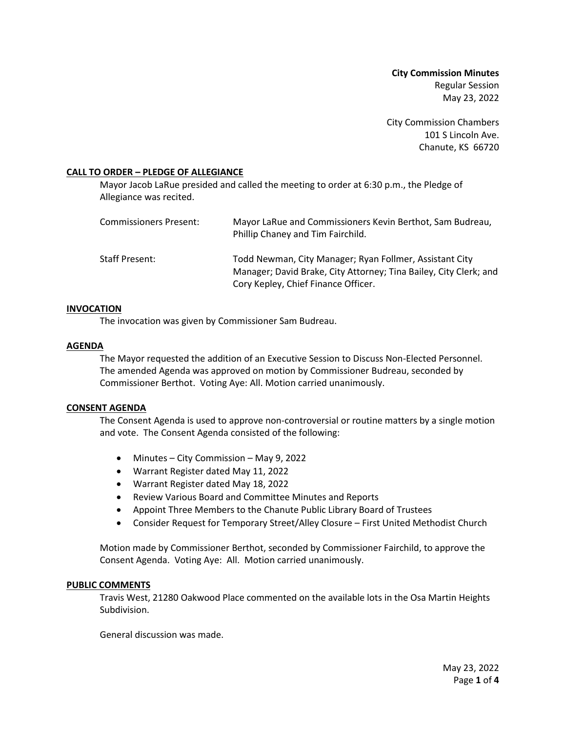**City Commission Minutes**
Regular Session
May 23, 2022

City Commission Chambers
101 S Lincoln Ave.
Chanute, KS 66720

## CALL TO ORDER – PLEDGE OF ALLEGIANCE

Mayor Jacob LaRue presided and called the meeting to order at 6:30 p.m., the Pledge of Allegiance was recited.

| | |
|---|---|
| Commissioners Present: | Mayor LaRue and Commissioners Kevin Berthot, Sam Budreau, Phillip Chaney and Tim Fairchild. |
| Staff Present: | Todd Newman, City Manager; Ryan Follmer, Assistant City Manager; David Brake, City Attorney; Tina Bailey, City Clerk; and Cory Kepley, Chief Finance Officer. |

## INVOCATION

The invocation was given by Commissioner Sam Budreau.

## AGENDA

The Mayor requested the addition of an Executive Session to Discuss Non-Elected Personnel. The amended Agenda was approved on motion by Commissioner Budreau, seconded by Commissioner Berthot. Voting Aye: All. Motion carried unanimously.

## CONSENT AGENDA

The Consent Agenda is used to approve non-controversial or routine matters by a single motion and vote. The Consent Agenda consisted of the following:

- Minutes – City Commission – May 9, 2022
- Warrant Register dated May 11, 2022
- Warrant Register dated May 18, 2022
- Review Various Board and Committee Minutes and Reports
- Appoint Three Members to the Chanute Public Library Board of Trustees
- Consider Request for Temporary Street/Alley Closure – First United Methodist Church

Motion made by Commissioner Berthot, seconded by Commissioner Fairchild, to approve the Consent Agenda. Voting Aye: All. Motion carried unanimously.

## PUBLIC COMMENTS

Travis West, 21280 Oakwood Place commented on the available lots in the Osa Martin Heights Subdivision.

General discussion was made.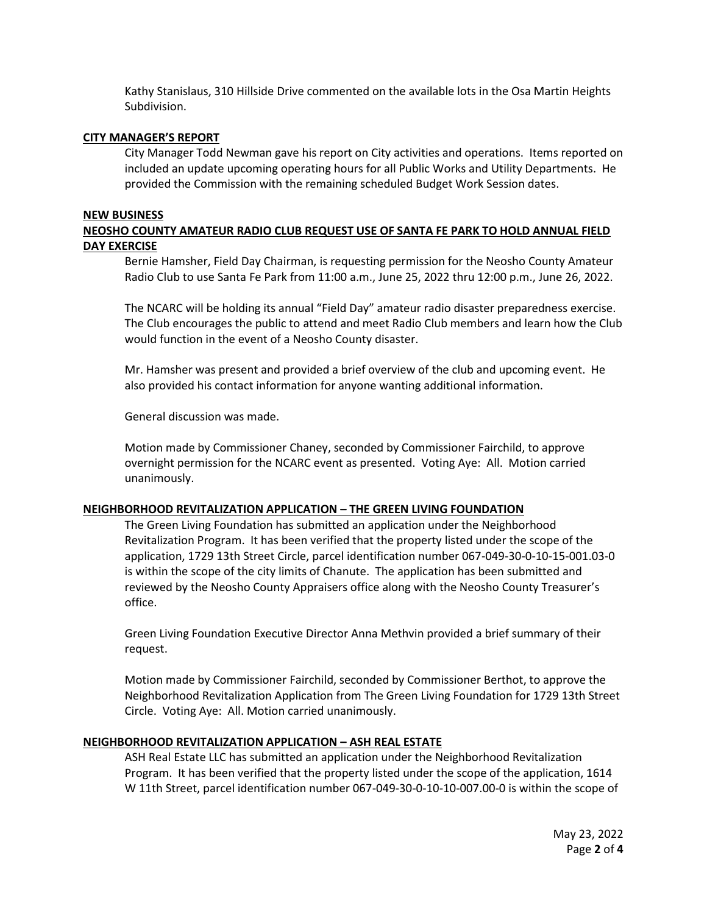Kathy Stanislaus, 310 Hillside Drive commented on the available lots in the Osa Martin Heights Subdivision.

## CITY MANAGER'S REPORT

City Manager Todd Newman gave his report on City activities and operations. Items reported on included an update upcoming operating hours for all Public Works and Utility Departments. He provided the Commission with the remaining scheduled Budget Work Session dates.

## NEW BUSINESS

### NEOSHO COUNTY AMATEUR RADIO CLUB REQUEST USE OF SANTA FE PARK TO HOLD ANNUAL FIELD DAY EXERCISE

Bernie Hamsher, Field Day Chairman, is requesting permission for the Neosho County Amateur Radio Club to use Santa Fe Park from 11:00 a.m., June 25, 2022 thru 12:00 p.m., June 26, 2022.

The NCARC will be holding its annual "Field Day" amateur radio disaster preparedness exercise. The Club encourages the public to attend and meet Radio Club members and learn how the Club would function in the event of a Neosho County disaster.

Mr. Hamsher was present and provided a brief overview of the club and upcoming event. He also provided his contact information for anyone wanting additional information.

General discussion was made.

Motion made by Commissioner Chaney, seconded by Commissioner Fairchild, to approve overnight permission for the NCARC event as presented. Voting Aye: All. Motion carried unanimously.

### NEIGHBORHOOD REVITALIZATION APPLICATION – THE GREEN LIVING FOUNDATION

The Green Living Foundation has submitted an application under the Neighborhood Revitalization Program. It has been verified that the property listed under the scope of the application, 1729 13th Street Circle, parcel identification number 067-049-30-0-10-15-001.03-0 is within the scope of the city limits of Chanute. The application has been submitted and reviewed by the Neosho County Appraisers office along with the Neosho County Treasurer's office.

Green Living Foundation Executive Director Anna Methvin provided a brief summary of their request.

Motion made by Commissioner Fairchild, seconded by Commissioner Berthot, to approve the Neighborhood Revitalization Application from The Green Living Foundation for 1729 13th Street Circle. Voting Aye: All. Motion carried unanimously.

### NEIGHBORHOOD REVITALIZATION APPLICATION – ASH REAL ESTATE

ASH Real Estate LLC has submitted an application under the Neighborhood Revitalization Program. It has been verified that the property listed under the scope of the application, 1614 W 11th Street, parcel identification number 067-049-30-0-10-10-007.00-0 is within the scope of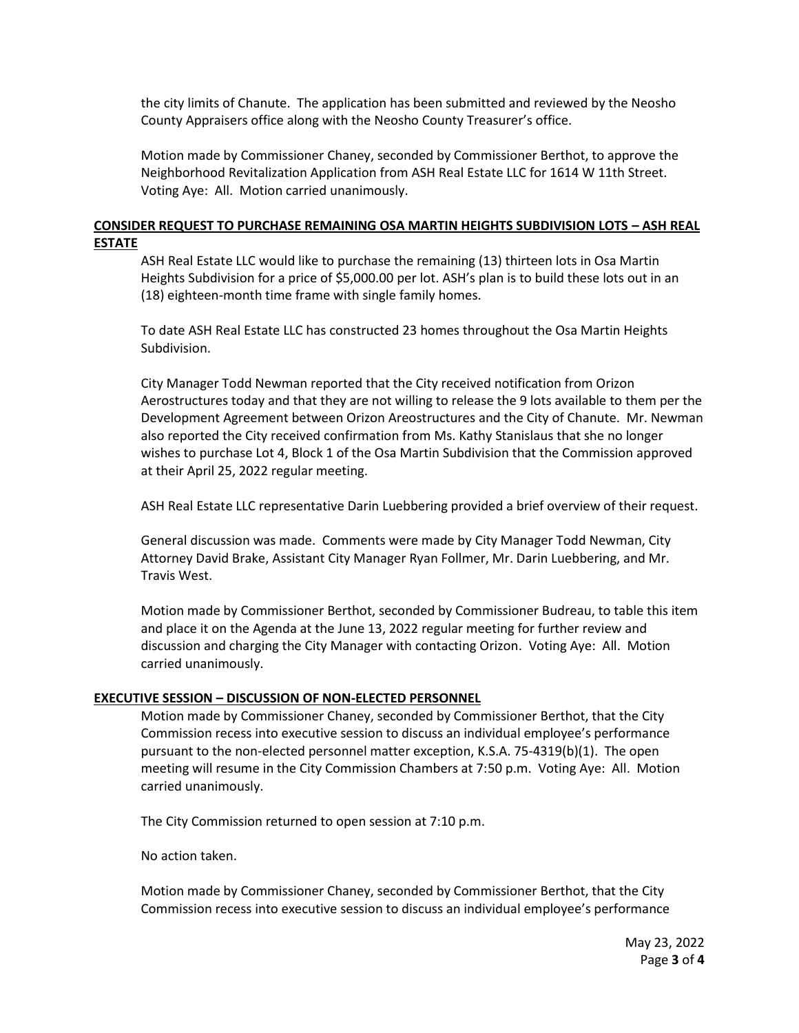the city limits of Chanute. The application has been submitted and reviewed by the Neosho County Appraisers office along with the Neosho County Treasurer's office.

Motion made by Commissioner Chaney, seconded by Commissioner Berthot, to approve the Neighborhood Revitalization Application from ASH Real Estate LLC for 1614 W 11th Street. Voting Aye: All. Motion carried unanimously.

**CONSIDER REQUEST TO PURCHASE REMAINING OSA MARTIN HEIGHTS SUBDIVISION LOTS – ASH REAL ESTATE**

ASH Real Estate LLC would like to purchase the remaining (13) thirteen lots in Osa Martin Heights Subdivision for a price of $5,000.00 per lot. ASH's plan is to build these lots out in an (18) eighteen-month time frame with single family homes.

To date ASH Real Estate LLC has constructed 23 homes throughout the Osa Martin Heights Subdivision.

City Manager Todd Newman reported that the City received notification from Orizon Aerostructures today and that they are not willing to release the 9 lots available to them per the Development Agreement between Orizon Areostructures and the City of Chanute. Mr. Newman also reported the City received confirmation from Ms. Kathy Stanislaus that she no longer wishes to purchase Lot 4, Block 1 of the Osa Martin Subdivision that the Commission approved at their April 25, 2022 regular meeting.

ASH Real Estate LLC representative Darin Luebbering provided a brief overview of their request.

General discussion was made. Comments were made by City Manager Todd Newman, City Attorney David Brake, Assistant City Manager Ryan Follmer, Mr. Darin Luebbering, and Mr. Travis West.

Motion made by Commissioner Berthot, seconded by Commissioner Budreau, to table this item and place it on the Agenda at the June 13, 2022 regular meeting for further review and discussion and charging the City Manager with contacting Orizon. Voting Aye: All. Motion carried unanimously.

**EXECUTIVE SESSION – DISCUSSION OF NON-ELECTED PERSONNEL**

Motion made by Commissioner Chaney, seconded by Commissioner Berthot, that the City Commission recess into executive session to discuss an individual employee's performance pursuant to the non-elected personnel matter exception, K.S.A. 75-4319(b)(1). The open meeting will resume in the City Commission Chambers at 7:50 p.m. Voting Aye: All. Motion carried unanimously.

The City Commission returned to open session at 7:10 p.m.

No action taken.

Motion made by Commissioner Chaney, seconded by Commissioner Berthot, that the City Commission recess into executive session to discuss an individual employee's performance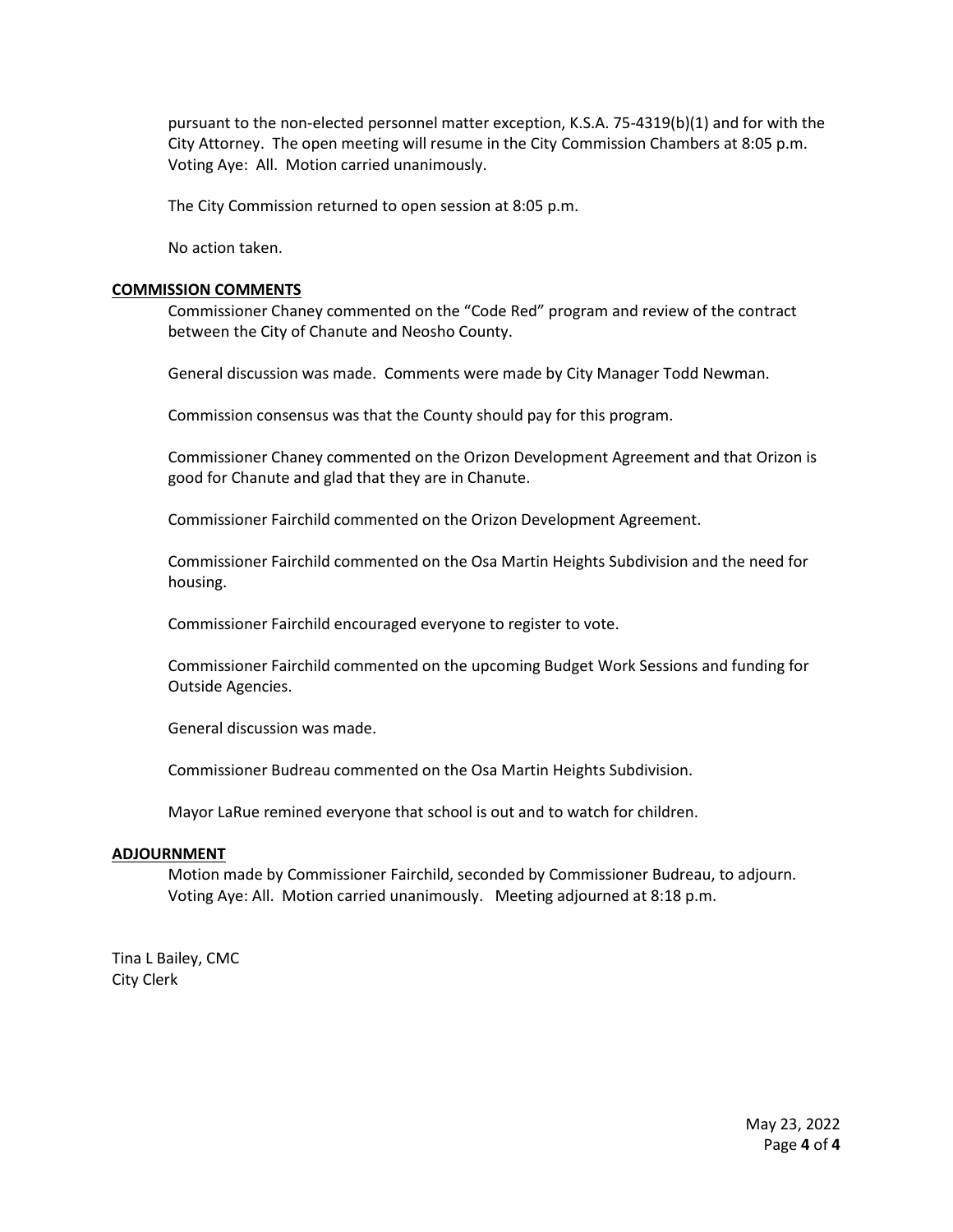pursuant to the non-elected personnel matter exception, K.S.A. 75-4319(b)(1) and for with the City Attorney. The open meeting will resume in the City Commission Chambers at 8:05 p.m. Voting Aye: All. Motion carried unanimously.

The City Commission returned to open session at 8:05 p.m.

No action taken.

**COMMISSION COMMENTS**

Commissioner Chaney commented on the "Code Red" program and review of the contract between the City of Chanute and Neosho County.

General discussion was made. Comments were made by City Manager Todd Newman.

Commission consensus was that the County should pay for this program.

Commissioner Chaney commented on the Orizon Development Agreement and that Orizon is good for Chanute and glad that they are in Chanute.

Commissioner Fairchild commented on the Orizon Development Agreement.

Commissioner Fairchild commented on the Osa Martin Heights Subdivision and the need for housing.

Commissioner Fairchild encouraged everyone to register to vote.

Commissioner Fairchild commented on the upcoming Budget Work Sessions and funding for Outside Agencies.

General discussion was made.

Commissioner Budreau commented on the Osa Martin Heights Subdivision.

Mayor LaRue remined everyone that school is out and to watch for children.

**ADJOURNMENT**

Motion made by Commissioner Fairchild, seconded by Commissioner Budreau, to adjourn. Voting Aye: All. Motion carried unanimously. Meeting adjourned at 8:18 p.m.

Tina L Bailey, CMC
City Clerk